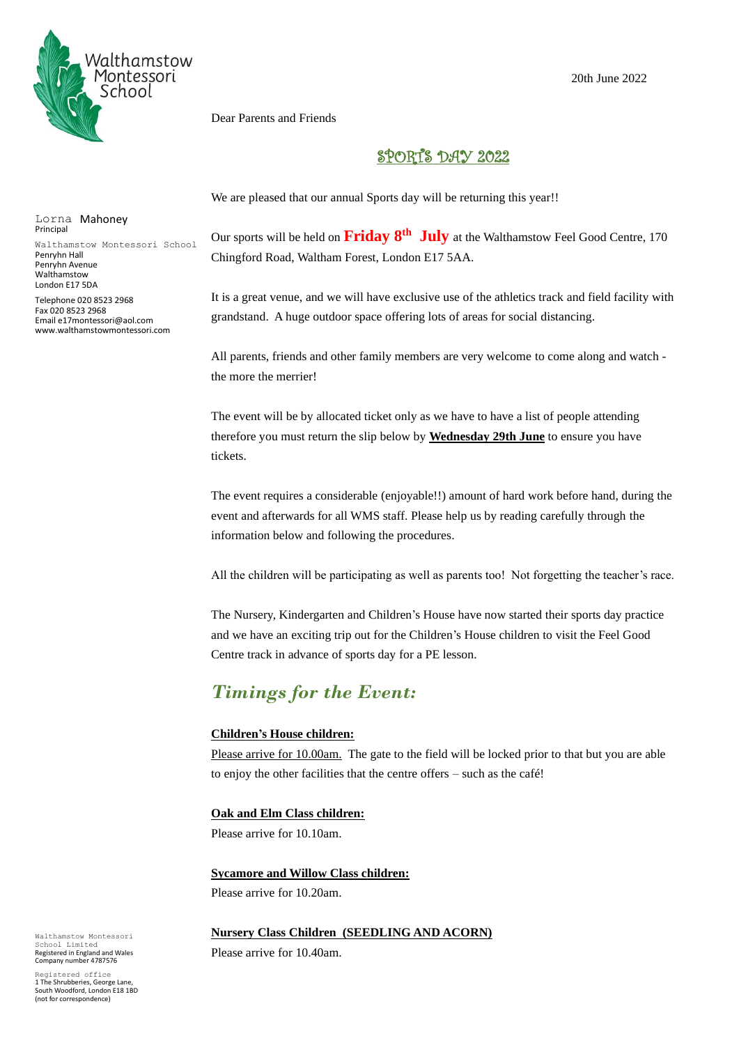Walthamstow Montessori School

20th June 2022

Lorna Mahoney
Principal

Walthamstow Montessori School
Penryhn Hall
Penryhn Avenue
Walthamstow
London E17 5DA

Telephone 020 8523 2968
Fax 020 8523 2968
Email e17montessori@aol.com
www.walthamstowmontessori.com

Dear Parents and Friends

## SPORTS DAY 2022

We are pleased that our annual Sports day will be returning this year!!

Our sports will be held on **Friday 8th July** at the Walthamstow Feel Good Centre, 170 Chingford Road, Waltham Forest, London E17 5AA.

It is a great venue, and we will have exclusive use of the athletics track and field facility with grandstand. A huge outdoor space offering lots of areas for social distancing.

All parents, friends and other family members are very welcome to come along and watch - the more the merrier!

The event will be by allocated ticket only as we have to have a list of people attending therefore you must return the slip below by **Wednesday 29th June** to ensure you have tickets.

The event requires a considerable (enjoyable!!) amount of hard work before hand, during the event and afterwards for all WMS staff. Please help us by reading carefully through the information below and following the procedures.

All the children will be participating as well as parents too! Not forgetting the teacher's race.

The Nursery, Kindergarten and Children's House have now started their sports day practice and we have an exciting trip out for the Children's House children to visit the Feel Good Centre track in advance of sports day for a PE lesson.

## *Timings for the Event:*

**Children's House children:**

Please arrive for 10.00am. The gate to the field will be locked prior to that but you are able to enjoy the other facilities that the centre offers – such as the café!

**Oak and Elm Class children:**

Please arrive for 10.10am.

**Sycamore and Willow Class children:**

Please arrive for 10.20am.

**Nursery Class Children (SEEDLING AND ACORN)**

Please arrive for 10.40am.

Walthamstow Montessori School Limited
Registered in England and Wales
Company number 4787576

Registered office
1 The Shrubberies, George Lane,
South Woodford, London E18 1BD
(not for correspondence)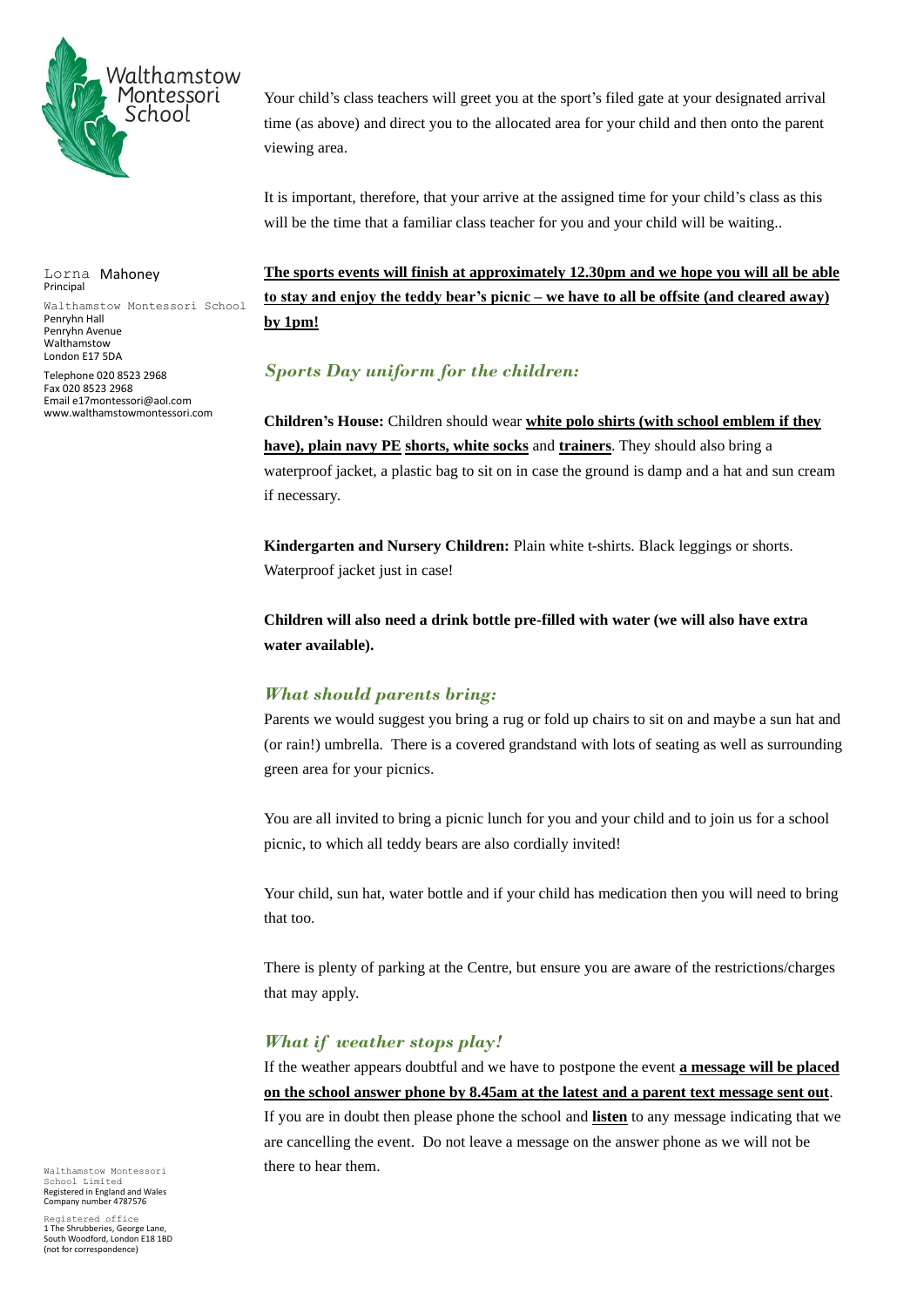Lorna Mahoney
Principal

Walthamstow Montessori School
Penryhn Hall
Penryhn Avenue
Walthamstow
London E17 5DA

Telephone 020 8523 2968
Fax 020 8523 2968
Email e17montessori@aol.com
www.walthamstowmontessori.com

Your child's class teachers will greet you at the sport's filed gate at your designated arrival time (as above) and direct you to the allocated area for your child and then onto the parent viewing area.

It is important, therefore, that your arrive at the assigned time for your child's class as this will be the time that a familiar class teacher for you and your child will be waiting..

**The sports events will finish at approximately 12.30pm and we hope you will all be able to stay and enjoy the teddy bear's picnic – we have to all be offsite (and cleared away) by 1pm!**

## *Sports Day uniform for the children:*

**Children's House:** Children should wear **white polo shirts (with school emblem if they have), plain navy PE shorts, white socks** and **trainers**. They should also bring a waterproof jacket, a plastic bag to sit on in case the ground is damp and a hat and sun cream if necessary.

**Kindergarten and Nursery Children:** Plain white t-shirts. Black leggings or shorts. Waterproof jacket just in case!

**Children will also need a drink bottle pre-filled with water (we will also have extra water available).**

## *What should parents bring:*

Parents we would suggest you bring a rug or fold up chairs to sit on and maybe a sun hat and (or rain!) umbrella. There is a covered grandstand with lots of seating as well as surrounding green area for your picnics.

You are all invited to bring a picnic lunch for you and your child and to join us for a school picnic, to which all teddy bears are also cordially invited!

Your child, sun hat, water bottle and if your child has medication then you will need to bring that too.

There is plenty of parking at the Centre, but ensure you are aware of the restrictions/charges that may apply.

## *What if weather stops play!*

If the weather appears doubtful and we have to postpone the event **a message will be placed on the school answer phone by 8.45am at the latest and a parent text message sent out**. If you are in doubt then please phone the school and **listen** to any message indicating that we are cancelling the event. Do not leave a message on the answer phone as we will not be there to hear them.

Walthamstow Montessori School Limited
Registered in England and Wales
Company number 4787576

Registered office
1 The Shrubberies, George Lane,
South Woodford, London E18 1BD
(not for correspondence)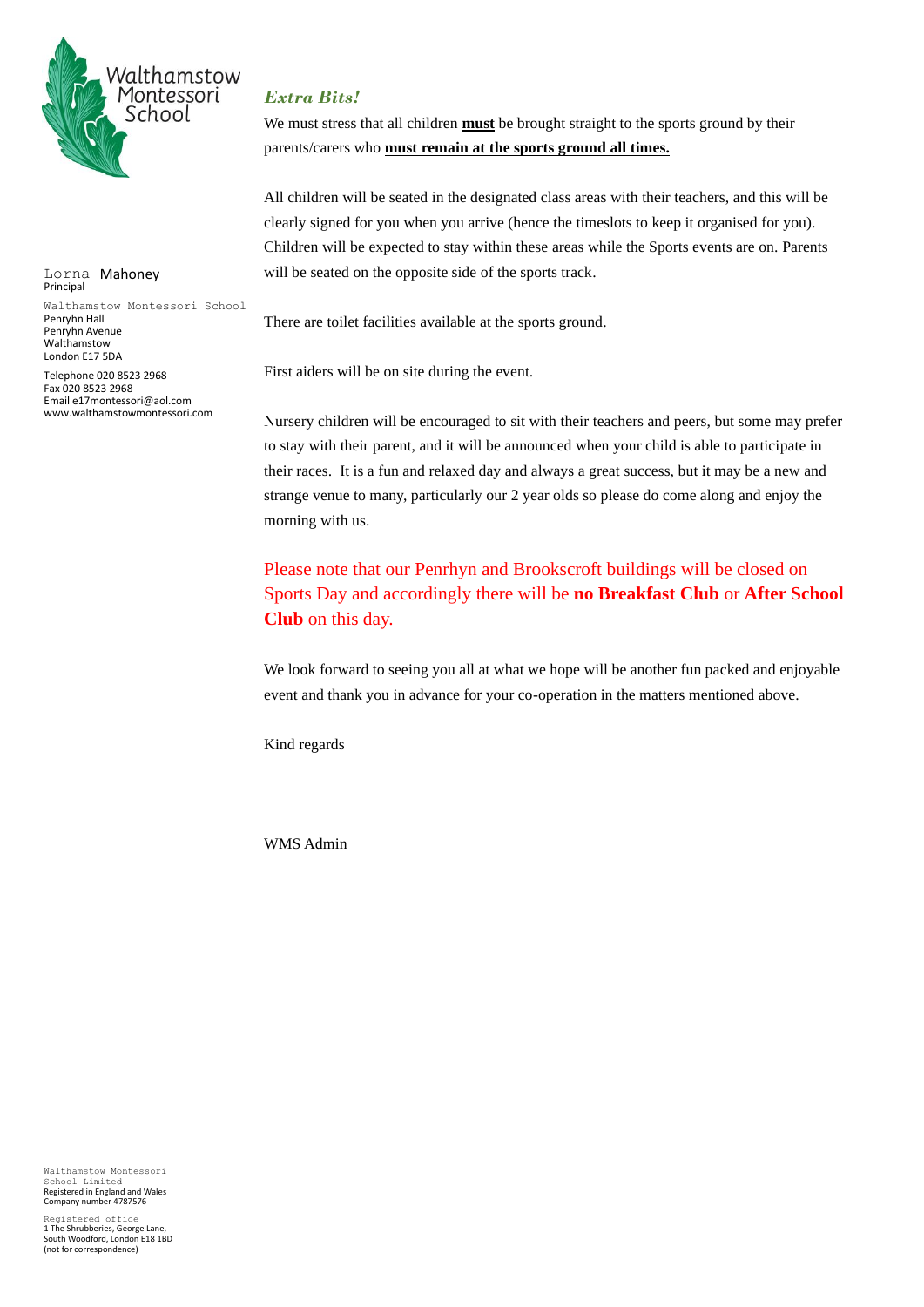Walthamstow Montessori School

Lorna Mahoney
Principal

Walthamstow Montessori School
Penryhn Hall
Penryhn Avenue
Walthamstow
London E17 5DA

Telephone 020 8523 2968
Fax 020 8523 2968
Email e17montessori@aol.com
www.walthamstowmontessori.com

### *Extra Bits!*

We must stress that all children **must** be brought straight to the sports ground by their parents/carers who **must remain at the sports ground all times.**

All children will be seated in the designated class areas with their teachers, and this will be clearly signed for you when you arrive (hence the timeslots to keep it organised for you). Children will be expected to stay within these areas while the Sports events are on. Parents will be seated on the opposite side of the sports track.

There are toilet facilities available at the sports ground.

First aiders will be on site during the event.

Nursery children will be encouraged to sit with their teachers and peers, but some may prefer to stay with their parent, and it will be announced when your child is able to participate in their races. It is a fun and relaxed day and always a great success, but it may be a new and strange venue to many, particularly our 2 year olds so please do come along and enjoy the morning with us.

Please note that our Penrhyn and Brookscroft buildings will be closed on Sports Day and accordingly there will be **no Breakfast Club** or **After School Club** on this day.

We look forward to seeing you all at what we hope will be another fun packed and enjoyable event and thank you in advance for your co-operation in the matters mentioned above.

Kind regards

WMS Admin

Walthamstow Montessori School Limited
Registered in England and Wales
Company number 4787576

Registered office
1 The Shrubberies, George Lane,
South Woodford, London E18 1BD
(not for correspondence)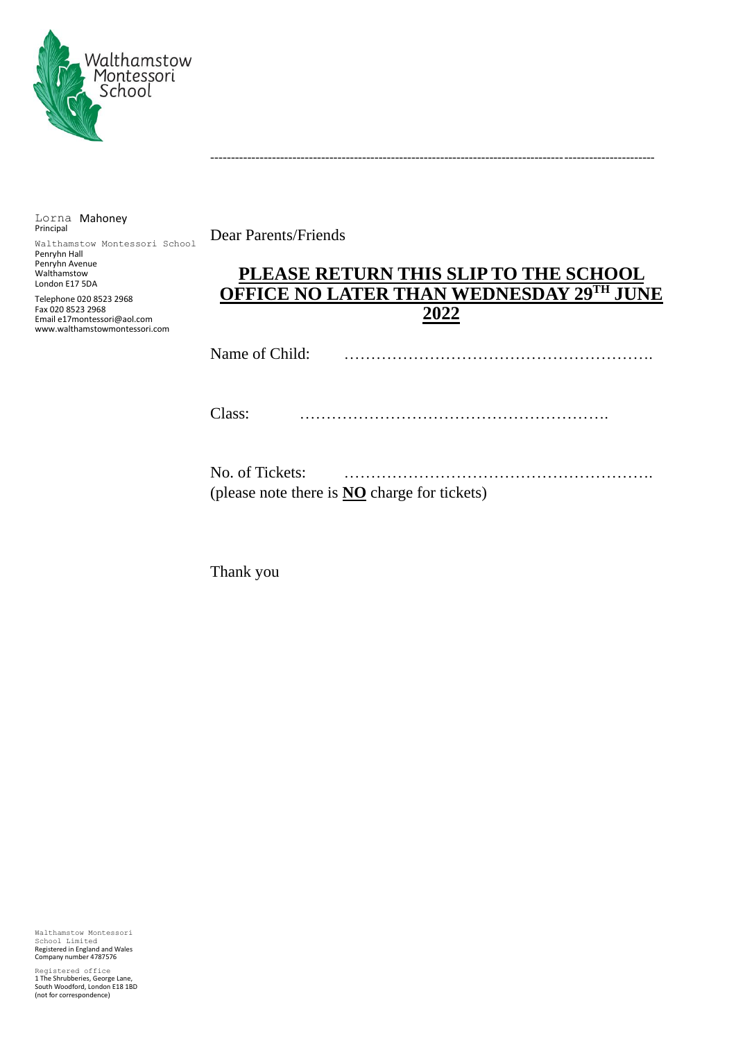Walthamstow Montessori School

---

Lorna Mahoney
Principal

Walthamstow Montessori School
Penryhn Hall
Penryhn Avenue
Walthamstow
London E17 5DA

Telephone 020 8523 2968
Fax 020 8523 2968
Email e17montessori@aol.com
www.walthamstowmontessori.com

Dear Parents/Friends

## PLEASE RETURN THIS SLIP TO THE SCHOOL OFFICE NO LATER THAN WEDNESDAY 29TH JUNE 2022

Name of Child: ………………………………………………….

Class: ………………………………………………….

No. of Tickets: ………………………………………………….
(please note there is **NO** charge for tickets)

Thank you

Walthamstow Montessori School Limited
Registered in England and Wales
Company number 4787576

Registered office
1 The Shrubberies, George Lane,
South Woodford, London E18 1BD
(not for correspondence)